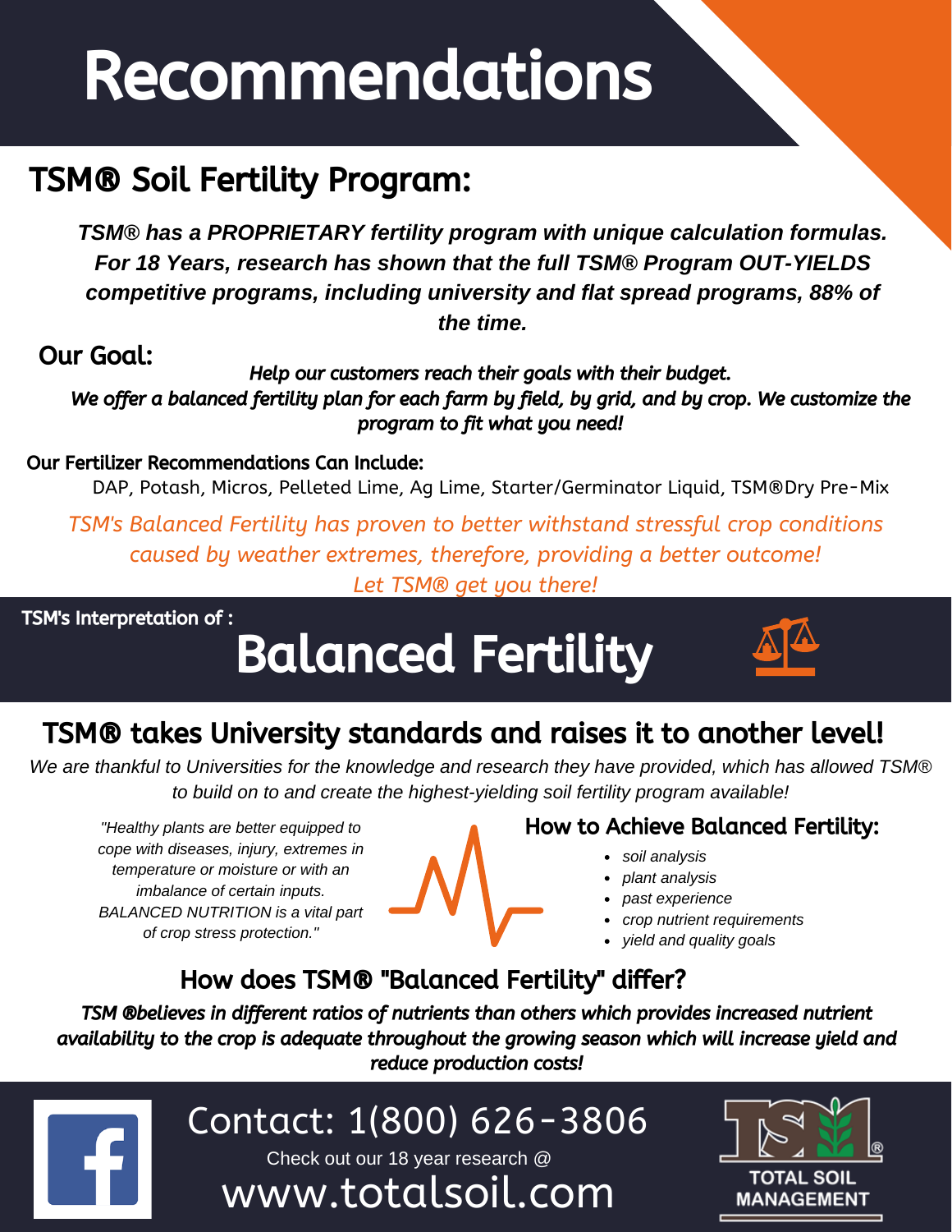# Recommendations

## TSM® Soil Fertility Program:

***TSM® has a PROPRIETARY fertility program with unique calculation formulas. For 18 Years, research has shown that the full TSM® Program OUT-YIELDS competitive programs, including university and flat spread programs, 88% of the time.***

### Our Goal:

***Help our customers reach their goals with their budget. We offer a balanced fertility plan for each farm by field, by grid, and by crop. We customize the program to fit what you need!***

### Our Fertilizer Recommendations Can Include:

DAP, Potash, Micros, Pelleted Lime, Ag Lime, Starter/Germinator Liquid, TSM®Dry Pre-Mix

*TSM's Balanced Fertility has proven to better withstand stressful crop conditions caused by weather extremes, therefore, providing a better outcome! Let TSM® get you there!*

TSM's Interpretation of :

# Balanced Fertility

## TSM® takes University standards and raises it to another level!

*We are thankful to Universities for the knowledge and research they have provided, which has allowed TSM® to build on to and create the highest-yielding soil fertility program available!*

*"Healthy plants are better equipped to cope with diseases, injury, extremes in temperature or moisture or with an imbalance of certain inputs. BALANCED NUTRITION is a vital part of crop stress protection."*

### How to Achieve Balanced Fertility:

- *soil analysis*
- *plant analysis*
- *past experience*
- *crop nutrient requirements*
- *yield and quality goals*

### How does TSM® "Balanced Fertility" differ?

***TSM ®believes in different ratios of nutrients than others which provides increased nutrient availability to the crop is adequate throughout the growing season which will increase yield and reduce production costs!***

Contact: 1(800) 626-3806

Check out our 18 year research @

www.totalsoil.com

TOTAL SOIL MANAGEMENT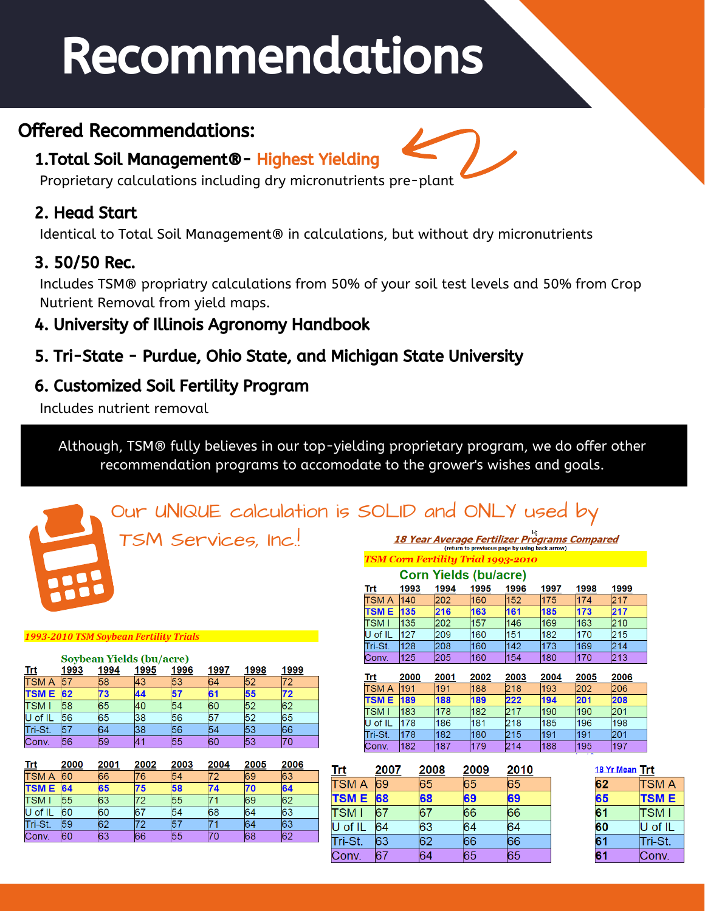# Recommendations

## Offered Recommendations:

### 1. Total Soil Management® - Highest Yielding

Proprietary calculations including dry micronutrients pre-plant

### 2. Head Start

Identical to Total Soil Management® in calculations, but without dry micronutrients

### 3. 50/50 Rec.

Includes TSM® propriatry calculations from 50% of your soil test levels and 50% from Crop Nutrient Removal from yield maps.

### 4. University of Illinois Agronomy Handbook

### 5. Tri-State - Purdue, Ohio State, and Michigan State University

### 6. Customized Soil Fertility Program

Includes nutrient removal

Although, TSM® fully believes in our top-yielding proprietary program, we do offer other recommendation programs to accomodate to the grower's wishes and goals.

Our UNIQUE calculation is SOLID and ONLY used by TSM Services, Inc.!

**18 Year Average Fertilizer Programs Compared**

(return to previous page by using back arrow)

*TSM Corn Fertility Trial 1993-2010*

**Corn Yields (bu/acre)**

| Trt | 1993 | 1994 | 1995 | 1996 | 1997 | 1998 | 1999 |
|---|---|---|---|---|---|---|---|
| TSM A | 140 | 202 | 160 | 152 | 175 | 174 | 217 |
| **TSM E** | **135** | **216** | **163** | **161** | **185** | **173** | **217** |
| TSM I | 135 | 202 | 157 | 146 | 169 | 163 | 210 |
| U of IL | 127 | 209 | 160 | 151 | 182 | 170 | 215 |
| Tri-St. | 128 | 208 | 160 | 142 | 173 | 169 | 214 |
| Conv. | 125 | 205 | 160 | 154 | 180 | 170 | 213 |

| Trt | 2000 | 2001 | 2002 | 2003 | 2004 | 2005 | 2006 |
|---|---|---|---|---|---|---|---|
| TSM A | 191 | 191 | 188 | 218 | 193 | 202 | 206 |
| **TSM E** | **189** | **188** | **189** | **222** | **194** | **201** | **208** |
| TSM I | 183 | 178 | 182 | 217 | 190 | 190 | 201 |
| U of IL | 178 | 186 | 181 | 218 | 185 | 196 | 198 |
| Tri-St. | 178 | 182 | 180 | 215 | 191 | 191 | 201 |
| Conv. | 182 | 187 | 179 | 214 | 188 | 195 | 197 |

*1993-2010 TSM Soybean Fertility Trials*

**Soybean Yields (bu/acre)**

| Trt | 1993 | 1994 | 1995 | 1996 | 1997 | 1998 | 1999 |
|---|---|---|---|---|---|---|---|
| TSM A | 57 | 58 | 43 | 53 | 64 | 52 | 72 |
| **TSM E** | **62** | **73** | **44** | **57** | **61** | **55** | **72** |
| TSM I | 58 | 65 | 40 | 54 | 60 | 52 | 62 |
| U of IL | 56 | 65 | 38 | 56 | 57 | 52 | 65 |
| Tri-St. | 57 | 64 | 38 | 56 | 54 | 53 | 66 |
| Conv. | 56 | 59 | 41 | 55 | 60 | 53 | 70 |

| Trt | 2000 | 2001 | 2002 | 2003 | 2004 | 2005 | 2006 |
|---|---|---|---|---|---|---|---|
| TSM A | 60 | 66 | 76 | 54 | 72 | 69 | 63 |
| **TSM E** | **64** | **65** | **75** | **58** | **74** | **70** | **64** |
| TSM I | 55 | 63 | 72 | 55 | 71 | 69 | 62 |
| U of IL | 60 | 60 | 67 | 54 | 68 | 64 | 63 |
| Tri-St. | 59 | 62 | 72 | 57 | 71 | 64 | 63 |
| Conv. | 60 | 63 | 66 | 55 | 70 | 68 | 62 |

| Trt | 2007 | 2008 | 2009 | 2010 |
|---|---|---|---|---|
| TSM A | 69 | 65 | 65 | 65 |
| **TSM E** | **68** | **68** | **69** | **69** |
| TSM I | 67 | 67 | 66 | 66 |
| U of IL | 64 | 63 | 64 | 64 |
| Tri-St. | 63 | 62 | 66 | 66 |
| Conv. | 67 | 64 | 65 | 65 |

| 18 Yr Mean | Trt |
|---|---|
| **62** | TSM A |
| **65** | **TSM E** |
| **61** | TSM I |
| **60** | U of IL |
| **61** | Tri-St. |
| **61** | Conv. |